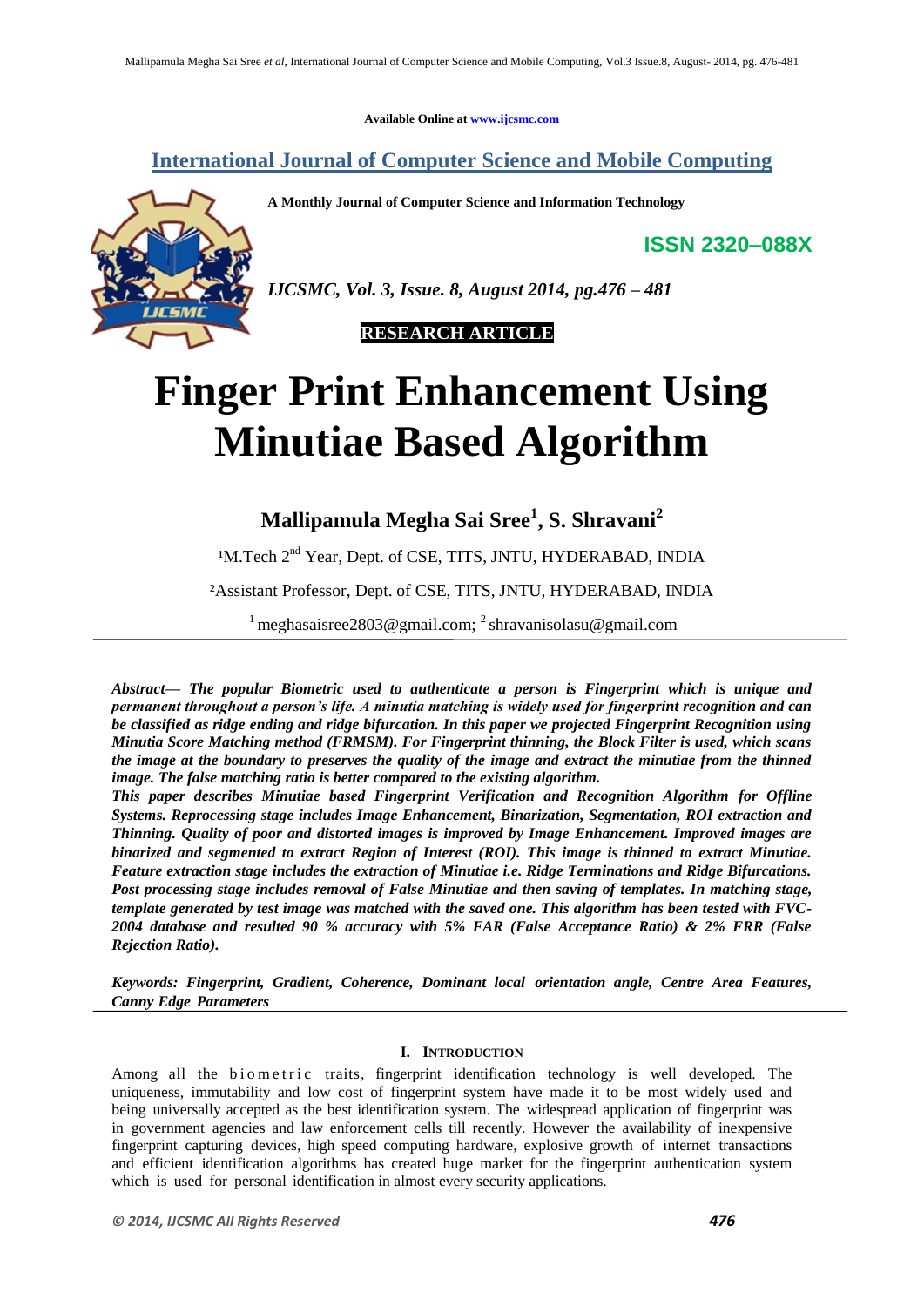Available Online at www.ijcsmc.com

## International Journal of Computer Science and Mobile Computing

A Monthly Journal of Computer Science and Information Technology

ISSN 2320–088X

*IJCSMC, Vol. 3, Issue. 8, August 2014, pg.476 – 481*

**RESEARCH ARTICLE**

# Finger Print Enhancement Using Minutiae Based Algorithm

**Mallipamula Megha Sai Sree[1], S. Shravani[2]**

[1]M.Tech 2nd Year, Dept. of CSE, TITS, JNTU, HYDERABAD, INDIA

[2]Assistant Professor, Dept. of CSE, TITS, JNTU, HYDERABAD, INDIA

[1] meghasaisree2803@gmail.com; [2] shravanisolasu@gmail.com

***Abstract— The popular Biometric used to authenticate a person is Fingerprint which is unique and permanent throughout a person's life. A minutia matching is widely used for fingerprint recognition and can be classified as ridge ending and ridge bifurcation. In this paper we projected Fingerprint Recognition using Minutia Score Matching method (FRMSM). For Fingerprint thinning, the Block Filter is used, which scans the image at the boundary to preserves the quality of the image and extract the minutiae from the thinned image. The false matching ratio is better compared to the existing algorithm.***

***This paper describes Minutiae based Fingerprint Verification and Recognition Algorithm for Offline Systems. Reprocessing stage includes Image Enhancement, Binarization, Segmentation, ROI extraction and Thinning. Quality of poor and distorted images is improved by Image Enhancement. Improved images are binarized and segmented to extract Region of Interest (ROI). This image is thinned to extract Minutiae. Feature extraction stage includes the extraction of Minutiae i.e. Ridge Terminations and Ridge Bifurcations. Post processing stage includes removal of False Minutiae and then saving of templates. In matching stage, template generated by test image was matched with the saved one. This algorithm has been tested with FVC-2004 database and resulted 90 % accuracy with 5% FAR (False Acceptance Ratio) & 2% FRR (False Rejection Ratio).***

***Keywords: Fingerprint, Gradient, Coherence, Dominant local orientation angle, Centre Area Features, Canny Edge Parameters***

## I. Introduction

Among all the biometric traits, fingerprint identification technology is well developed. The uniqueness, immutability and low cost of fingerprint system have made it to be most widely used and being universally accepted as the best identification system. The widespread application of fingerprint was in government agencies and law enforcement cells till recently. However the availability of inexpensive fingerprint capturing devices, high speed computing hardware, explosive growth of internet transactions and efficient identification algorithms has created huge market for the fingerprint authentication system which is used for personal identification in almost every security applications.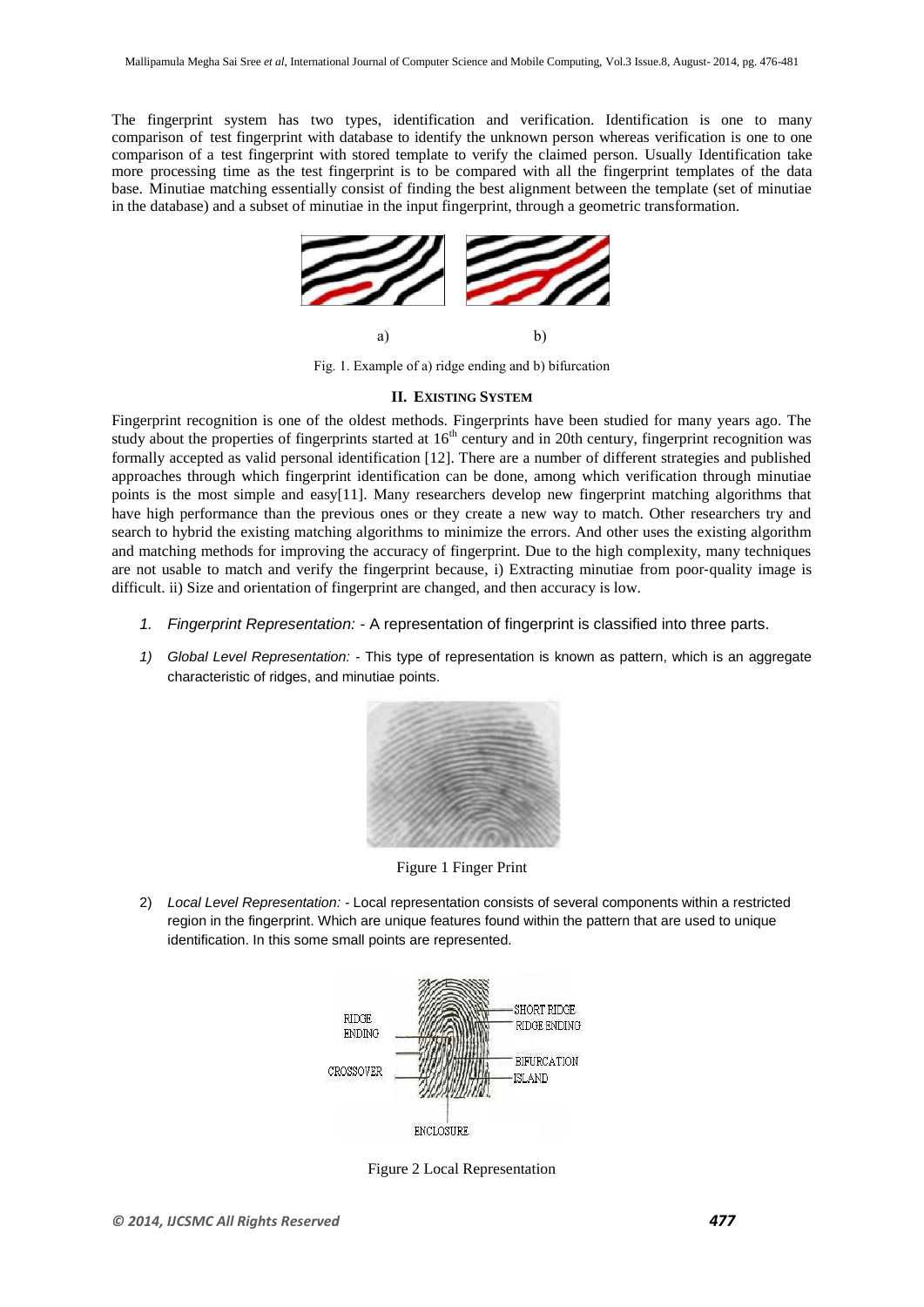The fingerprint system has two types, identification and verification. Identification is one to many comparison of test fingerprint with database to identify the unknown person whereas verification is one to one comparison of a test fingerprint with stored template to verify the claimed person. Usually Identification take more processing time as the test fingerprint is to be compared with all the fingerprint templates of the data base. Minutiae matching essentially consist of finding the best alignment between the template (set of minutiae in the database) and a subset of minutiae in the input fingerprint, through a geometric transformation.

a) b)

Fig. 1. Example of a) ridge ending and b) bifurcation

## II. EXISTING SYSTEM

Fingerprint recognition is one of the oldest methods. Fingerprints have been studied for many years ago. The study about the properties of fingerprints started at $16^{th}$ century and in 20th century, fingerprint recognition was formally accepted as valid personal identification [12]. There are a number of different strategies and published approaches through which fingerprint identification can be done, among which verification through minutiae points is the most simple and easy[11]. Many researchers develop new fingerprint matching algorithms that have high performance than the previous ones or they create a new way to match. Other researchers try and search to hybrid the existing matching algorithms to minimize the errors. And other uses the existing algorithm and matching methods for improving the accuracy of fingerprint. Due to the high complexity, many techniques are not usable to match and verify the fingerprint because, i) Extracting minutiae from poor-quality image is difficult. ii) Size and orientation of fingerprint are changed, and then accuracy is low.

1. *Fingerprint Representation:* - A representation of fingerprint is classified into three parts.

1) *Global Level Representation:* - This type of representation is known as pattern, which is an aggregate characteristic of ridges, and minutiae points.

Figure 1 Finger Print

2) *Local Level Representation:* - Local representation consists of several components within a restricted region in the fingerprint. Which are unique features found within the pattern that are used to unique identification. In this some small points are represented.

Figure 2 Local Representation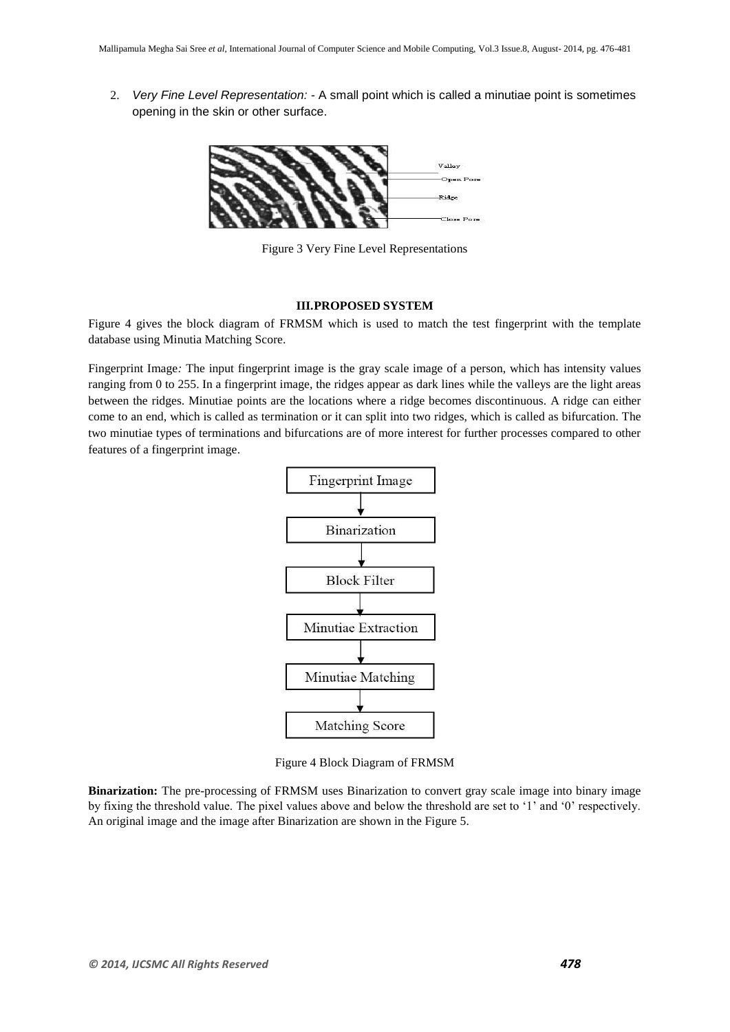2. *Very Fine Level Representation:* - A small point which is called a minutiae point is sometimes opening in the skin or other surface.

Figure 3 Very Fine Level Representations

### III. PROPOSED SYSTEM

Figure 4 gives the block diagram of FRMSM which is used to match the test fingerprint with the template database using Minutia Matching Score.

Fingerprint Image*:* The input fingerprint image is the gray scale image of a person, which has intensity values ranging from 0 to 255. In a fingerprint image, the ridges appear as dark lines while the valleys are the light areas between the ridges. Minutiae points are the locations where a ridge becomes discontinuous. A ridge can either come to an end, which is called as termination or it can split into two ridges, which is called as bifurcation. The two minutiae types of terminations and bifurcations are of more interest for further processes compared to other features of a fingerprint image.

Figure 4 Block Diagram of FRMSM

**Binarization:** The pre-processing of FRMSM uses Binarization to convert gray scale image into binary image by fixing the threshold value. The pixel values above and below the threshold are set to '1' and '0' respectively. An original image and the image after Binarization are shown in the Figure 5.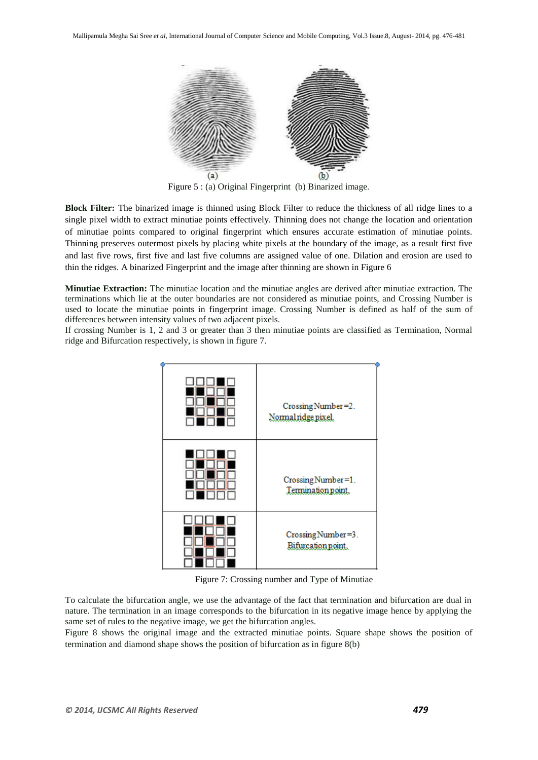Figure 5 : (a) Original Fingerprint (b) Binarized image.

**Block Filter:** The binarized image is thinned using Block Filter to reduce the thickness of all ridge lines to a single pixel width to extract minutiae points effectively. Thinning does not change the location and orientation of minutiae points compared to original fingerprint which ensures accurate estimation of minutiae points. Thinning preserves outermost pixels by placing white pixels at the boundary of the image, as a result first five and last five rows, first five and last five columns are assigned value of one. Dilation and erosion are used to thin the ridges. A binarized Fingerprint and the image after thinning are shown in Figure 6

**Minutiae Extraction:** The minutiae location and the minutiae angles are derived after minutiae extraction. The terminations which lie at the outer boundaries are not considered as minutiae points, and Crossing Number is used to locate the minutiae points in fingerprint image. Crossing Number is defined as half of the sum of differences between intensity values of two adjacent pixels.

If crossing Number is 1, 2 and 3 or greater than 3 then minutiae points are classified as Termination, Normal ridge and Bifurcation respectively, is shown in figure 7.

| | |
|---|---|
| | Crossing Number=2. Normal ridge pixel. |
| | Crossing Number=1. Termination point. |
| | Crossing Number=3. Bifurcation point. |

Figure 7: Crossing number and Type of Minutiae

To calculate the bifurcation angle, we use the advantage of the fact that termination and bifurcation are dual in nature. The termination in an image corresponds to the bifurcation in its negative image hence by applying the same set of rules to the negative image, we get the bifurcation angles.

Figure 8 shows the original image and the extracted minutiae points. Square shape shows the position of termination and diamond shape shows the position of bifurcation as in figure 8(b)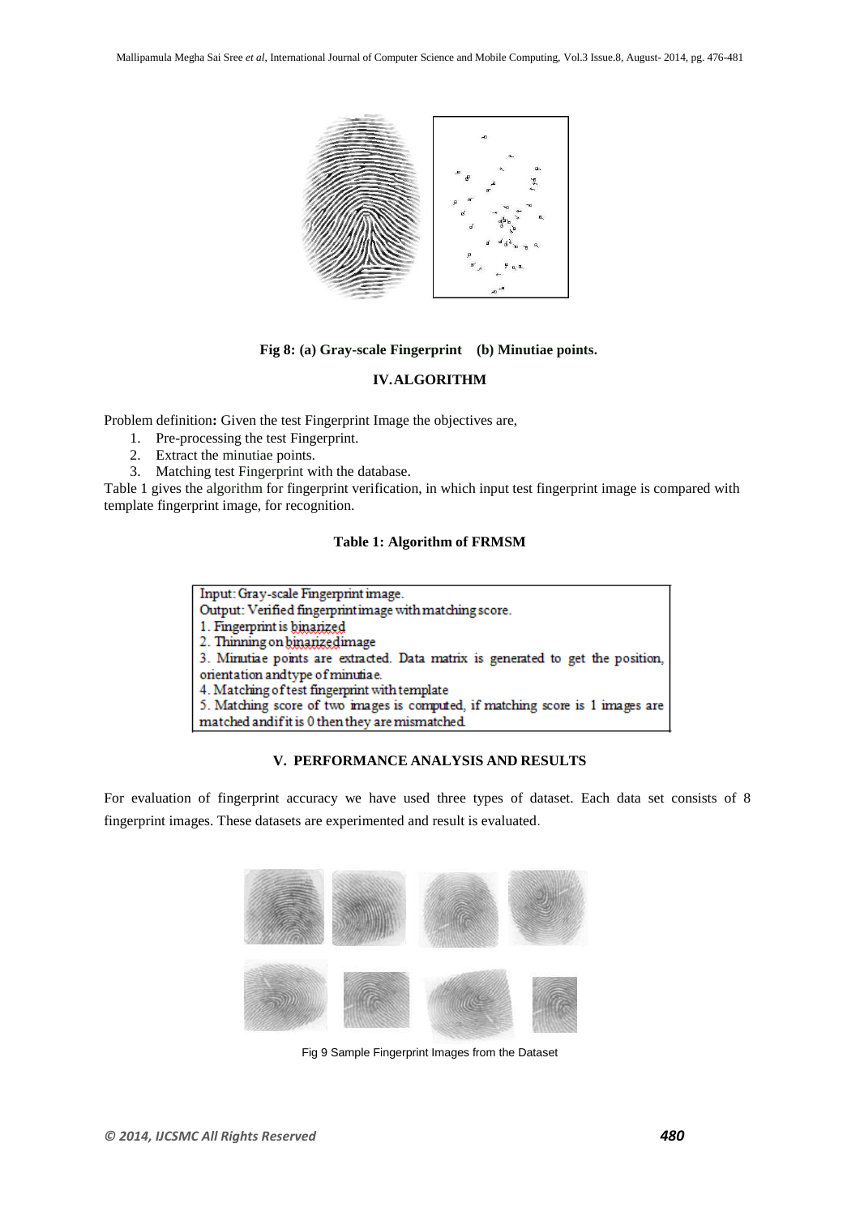Fig 8: (a) Gray-scale Fingerprint (b) Minutiae points.

## IV. ALGORITHM

Problem definition**:** Given the test Fingerprint Image the objectives are,

1. Pre-processing the test Fingerprint.
2. Extract the minutiae points.
3. Matching test Fingerprint with the database.

Table 1 gives the algorithm for fingerprint verification, in which input test fingerprint image is compared with template fingerprint image, for recognition.

**Table 1: Algorithm of FRMSM**

| Input: Gray-scale Fingerprint image.<br>Output: Verified fingerprint image with matching score.<br>1. Fingerprint is binarized<br>2. Thinning on binarized image<br>3. Minutiae points are extracted. Data matrix is generated to get the position, orientation and type of minutiae.<br>4. Matching of test fingerprint with template<br>5. Matching score of two images is computed, if matching score is 1 images are matched and if it is 0 then they are mismatched |
|---|

## V. PERFORMANCE ANALYSIS AND RESULTS

For evaluation of fingerprint accuracy we have used three types of dataset. Each data set consists of 8 fingerprint images. These datasets are experimented and result is evaluated.

Fig 9 Sample Fingerprint Images from the Dataset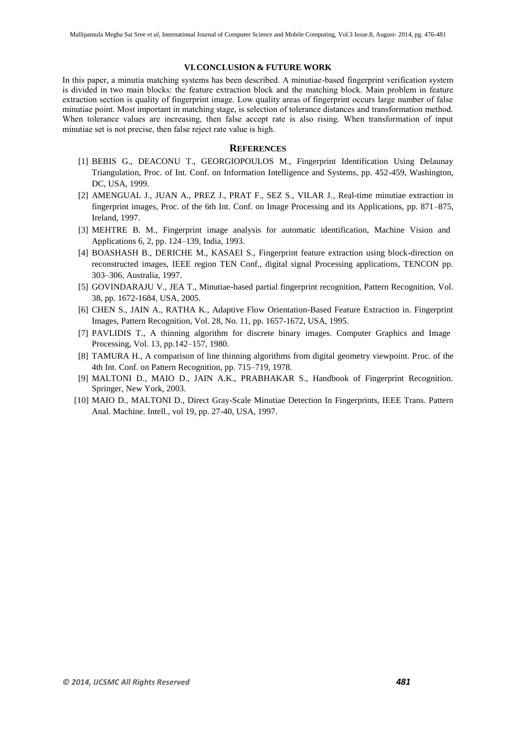## VI. CONCLUSION & FUTURE WORK

In this paper, a minutia matching systems has been described. A minutiae-based fingerprint verification system is divided in two main blocks: the feature extraction block and the matching block. Main problem in feature extraction section is quality of fingerprint image. Low quality areas of fingerprint occurs large number of false minutiae point. Most important in matching stage, is selection of tolerance distances and transformation method. When tolerance values are increasing, then false accept rate is also rising. When transformation of input minutiae set is not precise, then false reject rate value is high.

## REFERENCES

[1] BEBIS G., DEACONU T., GEORGIOPOULOS M., Fingerprint Identification Using Delaunay Triangulation, Proc. of Int. Conf. on Information Intelligence and Systems, pp. 452-459, Washington, DC, USA, 1999.

[2] AMENGUAL J., JUAN A., PREZ J., PRAT F., SEZ S., VILAR J., Real-time minutiae extraction in fingerprint images, Proc. of the 6th Int. Conf. on Image Processing and its Applications, pp. 871–875, Ireland, 1997.

[3] MEHTRE B. M., Fingerprint image analysis for automatic identification, Machine Vision and Applications 6, 2, pp. 124–139, India, 1993.

[4] BOASHASH B., DERICHE M., KASAEI S., Fingerprint feature extraction using block-direction on reconstructed images, IEEE region TEN Conf., digital signal Processing applications, TENCON pp. 303–306, Australia, 1997.

[5] GOVINDARAJU V., JEA T., Minutiae-based partial fingerprint recognition, Pattern Recognition, Vol. 38, pp. 1672-1684, USA, 2005.

[6] CHEN S., JAIN A., RATHA K., Adaptive Flow Orientation-Based Feature Extraction in. Fingerprint Images, Pattern Recognition, Vol. 28, No. 11, pp. 1657-1672, USA, 1995.

[7] PAVLIDIS T., A thinning algorithm for discrete binary images. Computer Graphics and Image Processing, Vol. 13, pp.142–157, 1980.

[8] TAMURA H., A comparison of line thinning algorithms from digital geometry viewpoint. Proc. of the 4th Int. Conf. on Pattern Recognition, pp. 715–719, 1978.

[9] MALTONI D., MAIO D., JAIN A.K., PRABHAKAR S., Handbook of Fingerprint Recognition. Springer, New York, 2003.

[10] MAIO D., MALTONI D., Direct Gray-Scale Minutiae Detection In Fingerprints, IEEE Trans. Pattern Anal. Machine. Intell., vol 19, pp. 27-40, USA, 1997.